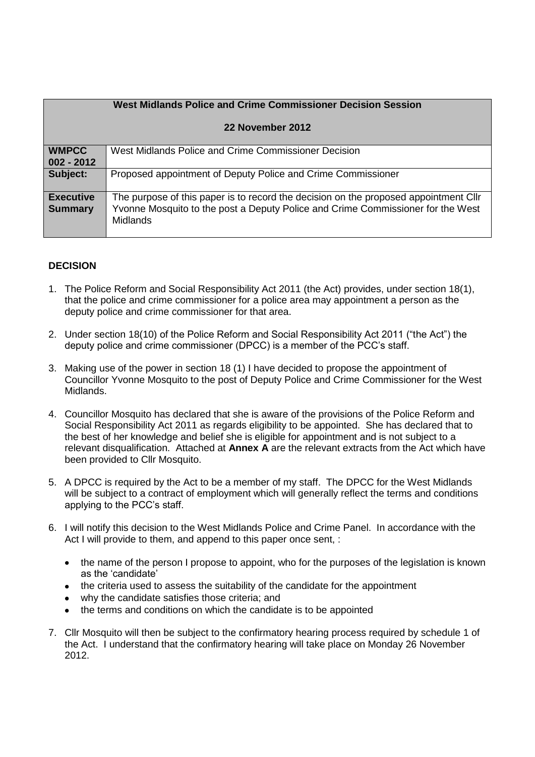| West Midlands Police and Crime Commissioner Decision Session<br><br>22 November 2012 | |
|---|---|
| **WMPCC 002 - 2012** | West Midlands Police and Crime Commissioner Decision |
| **Subject:** | Proposed appointment of Deputy Police and Crime Commissioner |
| **Executive Summary** | The purpose of this paper is to record the decision on the proposed appointment Cllr Yvonne Mosquito to the post a Deputy Police and Crime Commissioner for the West Midlands |

**DECISION**

1. The Police Reform and Social Responsibility Act 2011 (the Act) provides, under section 18(1), that the police and crime commissioner for a police area may appointment a person as the deputy police and crime commissioner for that area.

2. Under section 18(10) of the Police Reform and Social Responsibility Act 2011 ("the Act") the deputy police and crime commissioner (DPCC) is a member of the PCC's staff.

3. Making use of the power in section 18 (1) I have decided to propose the appointment of Councillor Yvonne Mosquito to the post of Deputy Police and Crime Commissioner for the West Midlands.

4. Councillor Mosquito has declared that she is aware of the provisions of the Police Reform and Social Responsibility Act 2011 as regards eligibility to be appointed. She has declared that to the best of her knowledge and belief she is eligible for appointment and is not subject to a relevant disqualification. Attached at **Annex A** are the relevant extracts from the Act which have been provided to Cllr Mosquito.

5. A DPCC is required by the Act to be a member of my staff. The DPCC for the West Midlands will be subject to a contract of employment which will generally reflect the terms and conditions applying to the PCC's staff.

6. I will notify this decision to the West Midlands Police and Crime Panel. In accordance with the Act I will provide to them, and append to this paper once sent, :

   - the name of the person I propose to appoint, who for the purposes of the legislation is known as the 'candidate'
   - the criteria used to assess the suitability of the candidate for the appointment
   - why the candidate satisfies those criteria; and
   - the terms and conditions on which the candidate is to be appointed

7. Cllr Mosquito will then be subject to the confirmatory hearing process required by schedule 1 of the Act. I understand that the confirmatory hearing will take place on Monday 26 November 2012.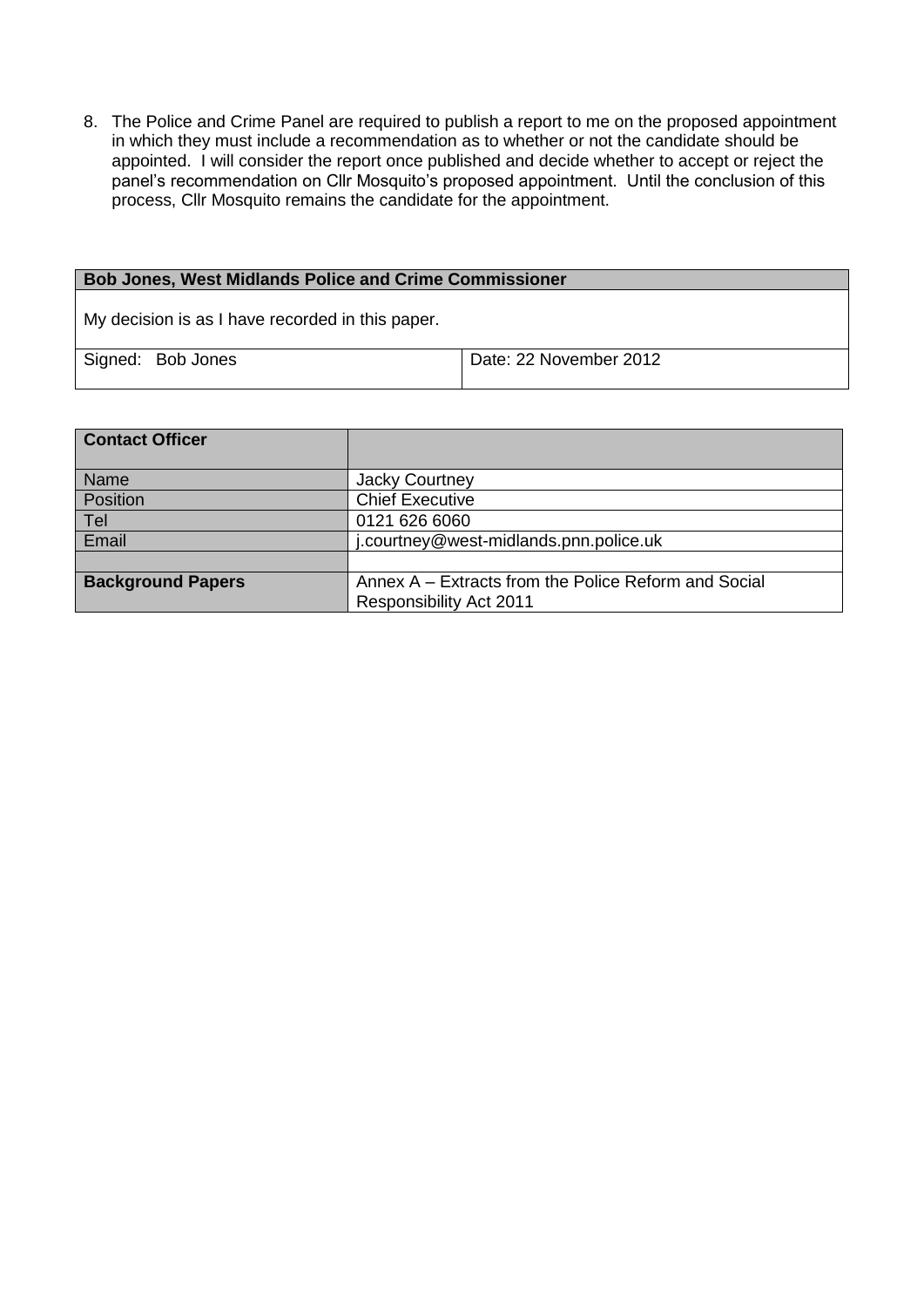8. The Police and Crime Panel are required to publish a report to me on the proposed appointment in which they must include a recommendation as to whether or not the candidate should be appointed. I will consider the report once published and decide whether to accept or reject the panel's recommendation on Cllr Mosquito's proposed appointment. Until the conclusion of this process, Cllr Mosquito remains the candidate for the appointment.

| **Bob Jones, West Midlands Police and Crime Commissioner** | |
|---|---|
| My decision is as I have recorded in this paper. | |
| Signed: Bob Jones | Date: 22 November 2012 |

| **Contact Officer** | |
|---|---|
| Name | Jacky Courtney |
| Position | Chief Executive |
| Tel | 0121 626 6060 |
| Email | j.courtney@west-midlands.pnn.police.uk |
| | |
| **Background Papers** | Annex A – Extracts from the Police Reform and Social Responsibility Act 2011 |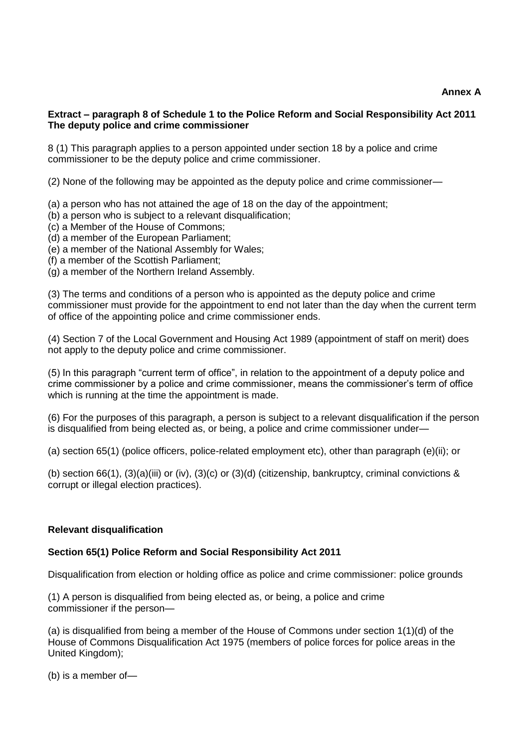**Annex A**

**Extract – paragraph 8 of Schedule 1 to the Police Reform and Social Responsibility Act 2011 The deputy police and crime commissioner**

8 (1) This paragraph applies to a person appointed under section 18 by a police and crime commissioner to be the deputy police and crime commissioner.

(2) None of the following may be appointed as the deputy police and crime commissioner—

(a) a person who has not attained the age of 18 on the day of the appointment;
(b) a person who is subject to a relevant disqualification;
(c) a Member of the House of Commons;
(d) a member of the European Parliament;
(e) a member of the National Assembly for Wales;
(f) a member of the Scottish Parliament;
(g) a member of the Northern Ireland Assembly.

(3) The terms and conditions of a person who is appointed as the deputy police and crime commissioner must provide for the appointment to end not later than the day when the current term of office of the appointing police and crime commissioner ends.

(4) Section 7 of the Local Government and Housing Act 1989 (appointment of staff on merit) does not apply to the deputy police and crime commissioner.

(5) In this paragraph "current term of office", in relation to the appointment of a deputy police and crime commissioner by a police and crime commissioner, means the commissioner's term of office which is running at the time the appointment is made.

(6) For the purposes of this paragraph, a person is subject to a relevant disqualification if the person is disqualified from being elected as, or being, a police and crime commissioner under—

(a) section 65(1) (police officers, police-related employment etc), other than paragraph (e)(ii); or

(b) section 66(1), (3)(a)(iii) or (iv), (3)(c) or (3)(d) (citizenship, bankruptcy, criminal convictions & corrupt or illegal election practices).

**Relevant disqualification**

**Section 65(1) Police Reform and Social Responsibility Act 2011**

Disqualification from election or holding office as police and crime commissioner: police grounds

(1) A person is disqualified from being elected as, or being, a police and crime commissioner if the person—

(a) is disqualified from being a member of the House of Commons under section 1(1)(d) of the House of Commons Disqualification Act 1975 (members of police forces for police areas in the United Kingdom);

(b) is a member of—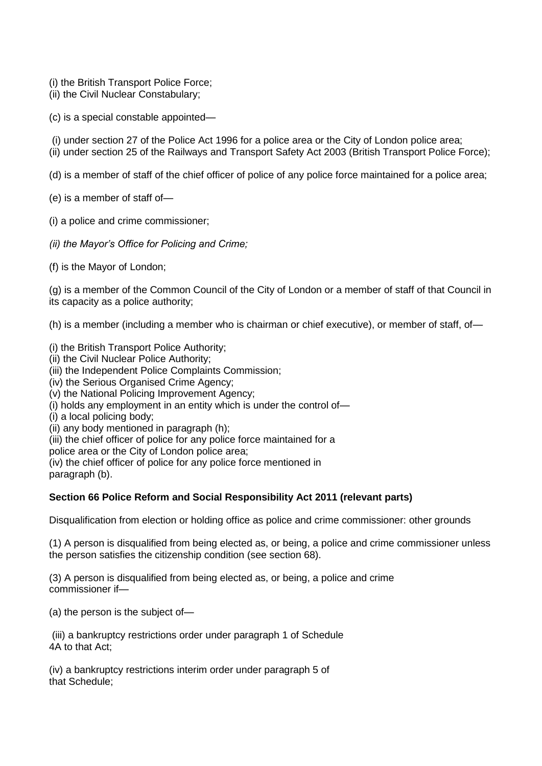(i) the British Transport Police Force;
(ii) the Civil Nuclear Constabulary;

(c) is a special constable appointed—

(i) under section 27 of the Police Act 1996 for a police area or the City of London police area;
(ii) under section 25 of the Railways and Transport Safety Act 2003 (British Transport Police Force);

(d) is a member of staff of the chief officer of police of any police force maintained for a police area;

(e) is a member of staff of—

(i) a police and crime commissioner;

*(ii) the Mayor's Office for Policing and Crime;*

(f) is the Mayor of London;

(g) is a member of the Common Council of the City of London or a member of staff of that Council in its capacity as a police authority;

(h) is a member (including a member who is chairman or chief executive), or member of staff, of—

(i) the British Transport Police Authority;
(ii) the Civil Nuclear Police Authority;
(iii) the Independent Police Complaints Commission;
(iv) the Serious Organised Crime Agency;
(v) the National Policing Improvement Agency;
(i) holds any employment in an entity which is under the control of—
(i) a local policing body;
(ii) any body mentioned in paragraph (h);
(iii) the chief officer of police for any police force maintained for a police area or the City of London police area;
(iv) the chief officer of police for any police force mentioned in paragraph (b).

**Section 66 Police Reform and Social Responsibility Act 2011 (relevant parts)**

Disqualification from election or holding office as police and crime commissioner: other grounds

(1) A person is disqualified from being elected as, or being, a police and crime commissioner unless the person satisfies the citizenship condition (see section 68).

(3) A person is disqualified from being elected as, or being, a police and crime commissioner if—

(a) the person is the subject of—

(iii) a bankruptcy restrictions order under paragraph 1 of Schedule 4A to that Act;

(iv) a bankruptcy restrictions interim order under paragraph 5 of that Schedule;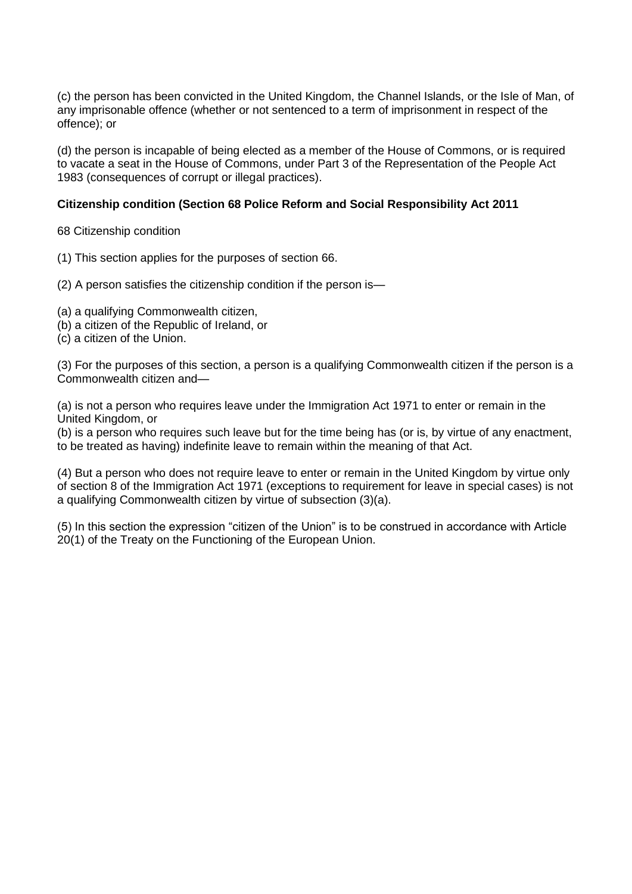(c) the person has been convicted in the United Kingdom, the Channel Islands, or the Isle of Man, of any imprisonable offence (whether or not sentenced to a term of imprisonment in respect of the offence); or

(d) the person is incapable of being elected as a member of the House of Commons, or is required to vacate a seat in the House of Commons, under Part 3 of the Representation of the People Act 1983 (consequences of corrupt or illegal practices).

**Citizenship condition (Section 68 Police Reform and Social Responsibility Act 2011**

68 Citizenship condition

(1) This section applies for the purposes of section 66.

(2) A person satisfies the citizenship condition if the person is—

(a) a qualifying Commonwealth citizen,
(b) a citizen of the Republic of Ireland, or
(c) a citizen of the Union.

(3) For the purposes of this section, a person is a qualifying Commonwealth citizen if the person is a Commonwealth citizen and—

(a) is not a person who requires leave under the Immigration Act 1971 to enter or remain in the United Kingdom, or
(b) is a person who requires such leave but for the time being has (or is, by virtue of any enactment, to be treated as having) indefinite leave to remain within the meaning of that Act.

(4) But a person who does not require leave to enter or remain in the United Kingdom by virtue only of section 8 of the Immigration Act 1971 (exceptions to requirement for leave in special cases) is not a qualifying Commonwealth citizen by virtue of subsection (3)(a).

(5) In this section the expression "citizen of the Union" is to be construed in accordance with Article 20(1) of the Treaty on the Functioning of the European Union.